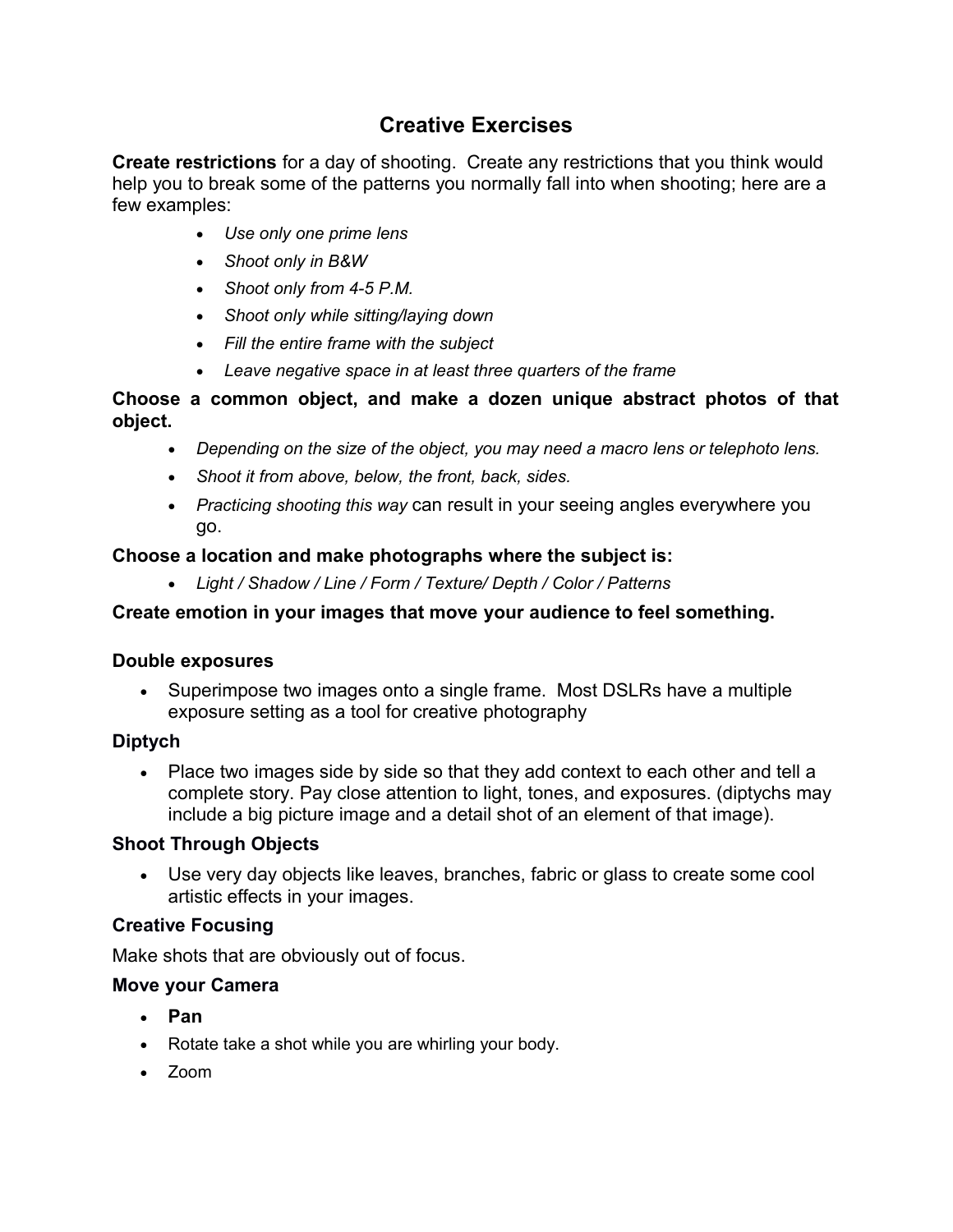# Creative Exercises

**Create restrictions** for a day of shooting. Create any restrictions that you think would help you to break some of the patterns you normally fall into when shooting; here are a few examples:

- *Use only one prime lens*
- *Shoot only in B&W*
- *Shoot only from 4-5 P.M.*
- *Shoot only while sitting/laying down*
- *Fill the entire frame with the subject*
- *Leave negative space in at least three quarters of the frame*

**Choose a common object, and make a dozen unique abstract photos of that object.**

- *Depending on the size of the object, you may need a macro lens or telephoto lens.*
- *Shoot it from above, below, the front, back, sides.*
- *Practicing shooting this way* can result in your seeing angles everywhere you go.

**Choose a location and make photographs where the subject is:**

- *Light / Shadow / Line / Form / Texture/ Depth / Color / Patterns*

**Create emotion in your images that move your audience to feel something.**

**Double exposures**

- Superimpose two images onto a single frame. Most DSLRs have a multiple exposure setting as a tool for creative photography

**Diptych**

- Place two images side by side so that they add context to each other and tell a complete story. Pay close attention to light, tones, and exposures. (diptychs may include a big picture image and a detail shot of an element of that image).

**Shoot Through Objects**

- Use very day objects like leaves, branches, fabric or glass to create some cool artistic effects in your images.

**Creative Focusing**

Make shots that are obviously out of focus.

**Move your Camera**

- **Pan**
- Rotate take a shot while you are whirling your body.
- Zoom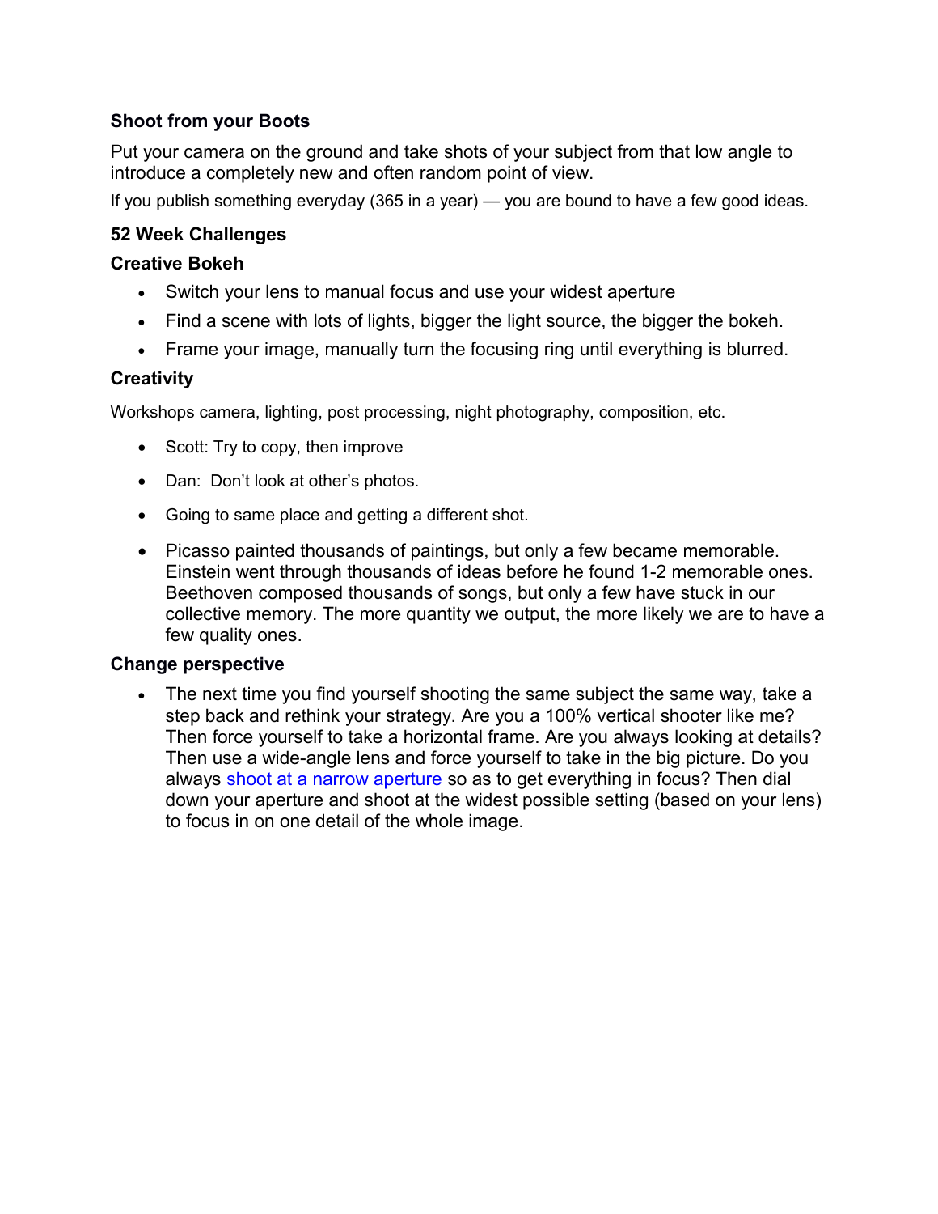### Shoot from your Boots

Put your camera on the ground and take shots of your subject from that low angle to introduce a completely new and often random point of view.

If you publish something everyday (365 in a year) — you are bound to have a few good ideas.

### 52 Week Challenges

### Creative Bokeh

- Switch your lens to manual focus and use your widest aperture
- Find a scene with lots of lights, bigger the light source, the bigger the bokeh.
- Frame your image, manually turn the focusing ring until everything is blurred.

### Creativity

Workshops camera, lighting, post processing, night photography, composition, etc.

- Scott: Try to copy, then improve
- Dan: Don't look at other's photos.
- Going to same place and getting a different shot.
- Picasso painted thousands of paintings, but only a few became memorable. Einstein went through thousands of ideas before he found 1-2 memorable ones. Beethoven composed thousands of songs, but only a few have stuck in our collective memory. The more quantity we output, the more likely we are to have a few quality ones.

### Change perspective

- The next time you find yourself shooting the same subject the same way, take a step back and rethink your strategy. Are you a 100% vertical shooter like me? Then force yourself to take a horizontal frame. Are you always looking at details? Then use a wide-angle lens and force yourself to take in the big picture. Do you always [shoot at a narrow aperture]() so as to get everything in focus? Then dial down your aperture and shoot at the widest possible setting (based on your lens) to focus in on one detail of the whole image.